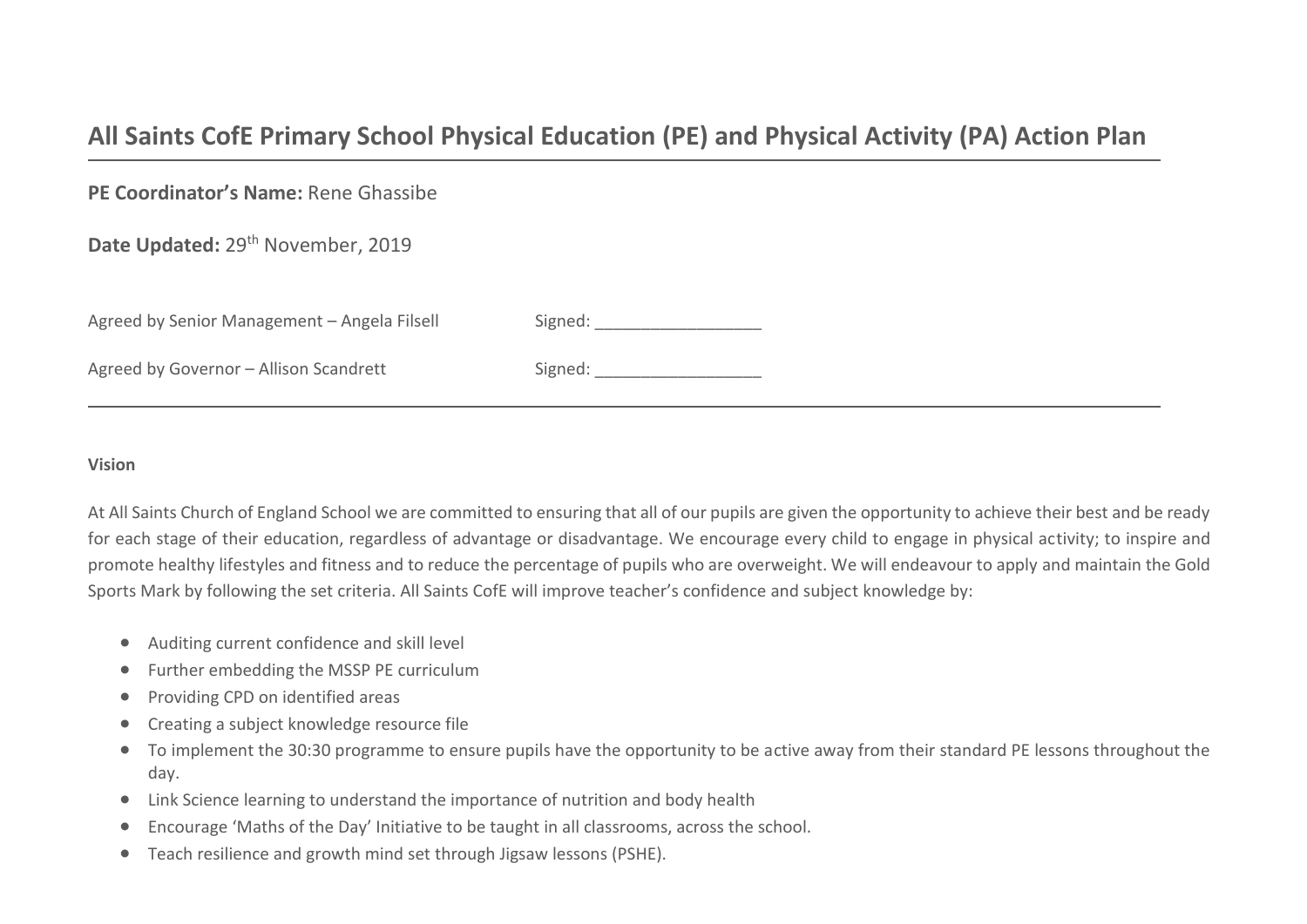# All Saints CofE Primary School Physical Education (PE) and Physical Activity (PA) Action Plan

**PE Coordinator's Name:** Rene Ghassibe

**Date Updated:** 29th November, 2019

Agreed by Senior Management – Angela Filsell    Signed: __________________

Agreed by Governor – Allison Scandrett    Signed: __________________

---

**Vision**

At All Saints Church of England School we are committed to ensuring that all of our pupils are given the opportunity to achieve their best and be ready for each stage of their education, regardless of advantage or disadvantage. We encourage every child to engage in physical activity; to inspire and promote healthy lifestyles and fitness and to reduce the percentage of pupils who are overweight. We will endeavour to apply and maintain the Gold Sports Mark by following the set criteria. All Saints CofE will improve teacher's confidence and subject knowledge by:

- Auditing current confidence and skill level
- Further embedding the MSSP PE curriculum
- Providing CPD on identified areas
- Creating a subject knowledge resource file
- To implement the 30:30 programme to ensure pupils have the opportunity to be active away from their standard PE lessons throughout the day.
- Link Science learning to understand the importance of nutrition and body health
- Encourage 'Maths of the Day' Initiative to be taught in all classrooms, across the school.
- Teach resilience and growth mind set through Jigsaw lessons (PSHE).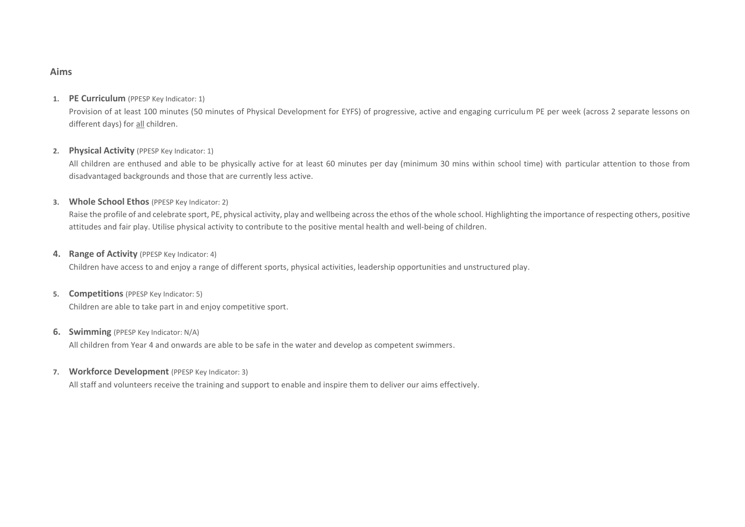## Aims

1. **PE Curriculum** (PPESP Key Indicator: 1)

   Provision of at least 100 minutes (50 minutes of Physical Development for EYFS) of progressive, active and engaging curriculum PE per week (across 2 separate lessons on different days) for <u>all</u> children.

2. **Physical Activity** (PPESP Key Indicator: 1)

   All children are enthused and able to be physically active for at least 60 minutes per day (minimum 30 mins within school time) with particular attention to those from disadvantaged backgrounds and those that are currently less active.

3. **Whole School Ethos** (PPESP Key Indicator: 2)

   Raise the profile of and celebrate sport, PE, physical activity, play and wellbeing across the ethos of the whole school. Highlighting the importance of respecting others, positive attitudes and fair play. Utilise physical activity to contribute to the positive mental health and well-being of children.

4. **Range of Activity** (PPESP Key Indicator: 4)

   Children have access to and enjoy a range of different sports, physical activities, leadership opportunities and unstructured play.

5. **Competitions** (PPESP Key Indicator: 5)

   Children are able to take part in and enjoy competitive sport.

6. **Swimming** (PPESP Key Indicator: N/A)

   All children from Year 4 and onwards are able to be safe in the water and develop as competent swimmers.

7. **Workforce Development** (PPESP Key Indicator: 3)

   All staff and volunteers receive the training and support to enable and inspire them to deliver our aims effectively.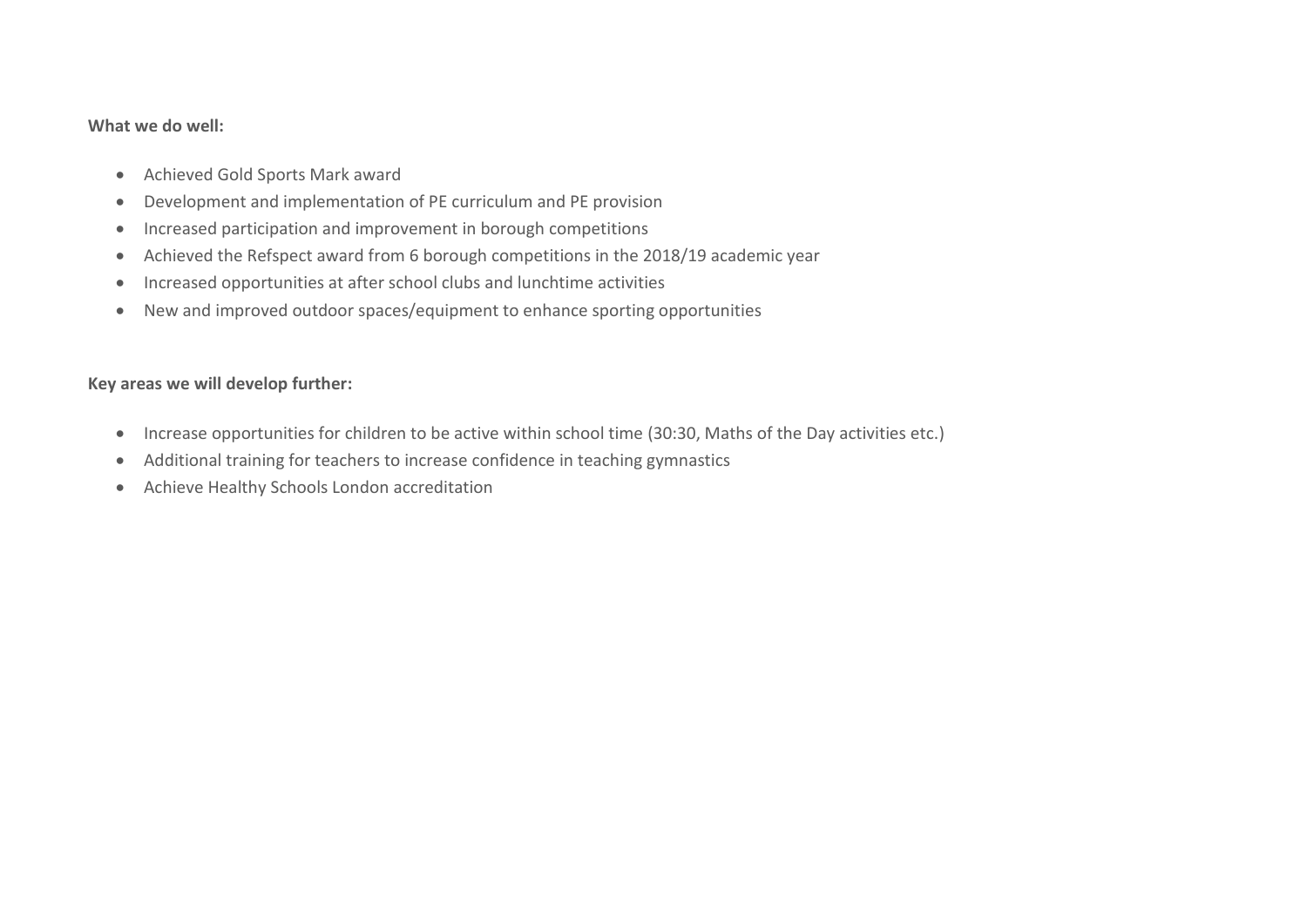**What we do well:**

- Achieved Gold Sports Mark award
- Development and implementation of PE curriculum and PE provision
- Increased participation and improvement in borough competitions
- Achieved the Refspect award from 6 borough competitions in the 2018/19 academic year
- Increased opportunities at after school clubs and lunchtime activities
- New and improved outdoor spaces/equipment to enhance sporting opportunities

**Key areas we will develop further:**

- Increase opportunities for children to be active within school time (30:30, Maths of the Day activities etc.)
- Additional training for teachers to increase confidence in teaching gymnastics
- Achieve Healthy Schools London accreditation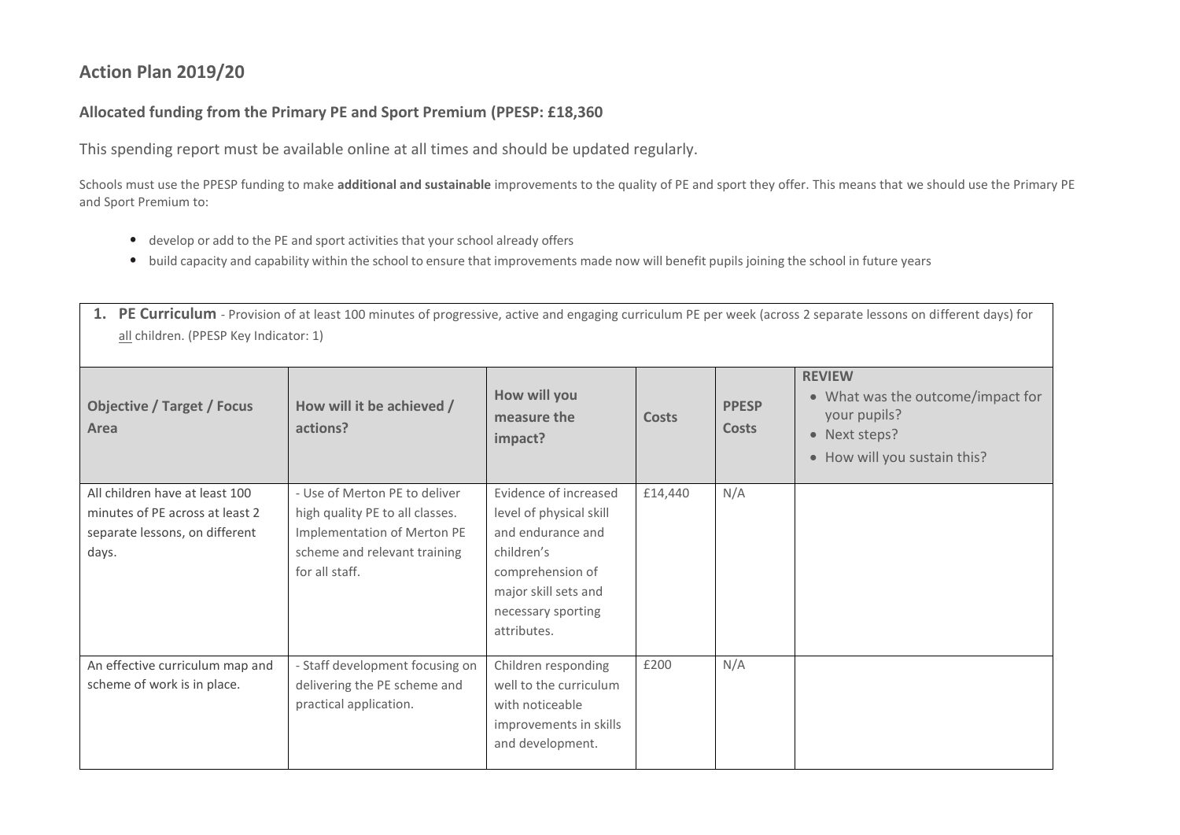## Action Plan 2019/20

### Allocated funding from the Primary PE and Sport Premium (PPESP: £18,360

This spending report must be available online at all times and should be updated regularly.

Schools must use the PPESP funding to make **additional and sustainable** improvements to the quality of PE and sport they offer. This means that we should use the Primary PE and Sport Premium to:

- develop or add to the PE and sport activities that your school already offers
- build capacity and capability within the school to ensure that improvements made now will benefit pupils joining the school in future years

**1. PE Curriculum** - Provision of at least 100 minutes of progressive, active and engaging curriculum PE per week (across 2 separate lessons on different days) for all children. (PPESP Key Indicator: 1)

| Objective / Target / Focus Area | How will it be achieved / actions? | How will you measure the impact? | Costs | PPESP Costs | REVIEW<br>• What was the outcome/impact for your pupils?<br>• Next steps?<br>• How will you sustain this? |
|---|---|---|---|---|---|
| All children have at least 100 minutes of PE across at least 2 separate lessons, on different days. | - Use of Merton PE to deliver high quality PE to all classes. Implementation of Merton PE scheme and relevant training for all staff. | Evidence of increased level of physical skill and endurance and children's comprehension of major skill sets and necessary sporting attributes. | £14,440 | N/A | |
| An effective curriculum map and scheme of work is in place. | - Staff development focusing on delivering the PE scheme and practical application. | Children responding well to the curriculum with noticeable improvements in skills and development. | £200 | N/A | |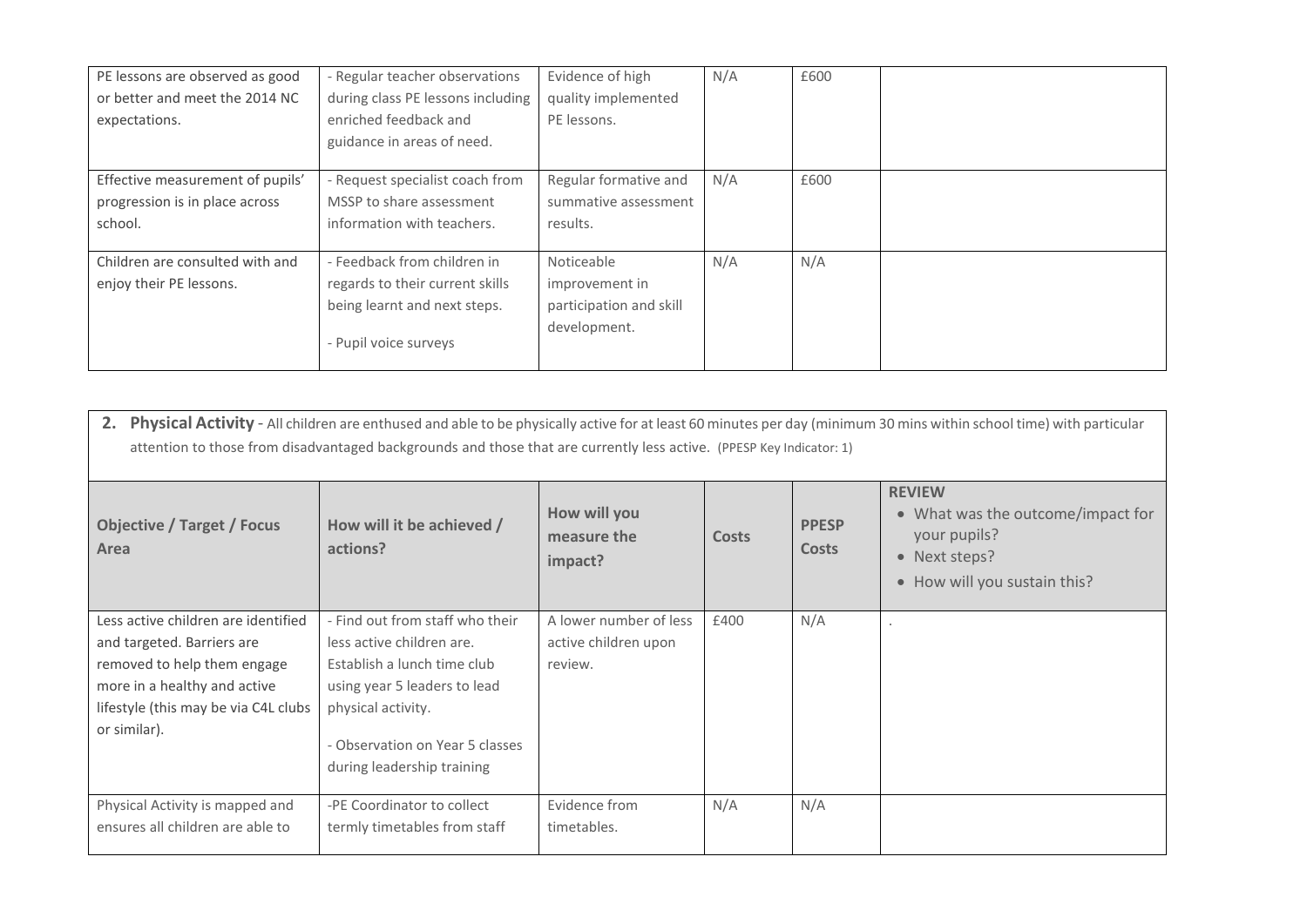| PE lessons are observed as good or better and meet the 2014 NC expectations. | - Regular teacher observations during class PE lessons including enriched feedback and guidance in areas of need. | Evidence of high quality implemented PE lessons. | N/A | £600 | |
|---|---|---|---|---|---|
| Effective measurement of pupils' progression is in place across school. | - Request specialist coach from MSSP to share assessment information with teachers. | Regular formative and summative assessment results. | N/A | £600 | |
| Children are consulted with and enjoy their PE lessons. | - Feedback from children in regards to their current skills being learnt and next steps.<br><br>- Pupil voice surveys | Noticeable improvement in participation and skill development. | N/A | N/A | |

**2. Physical Activity** - All children are enthused and able to be physically active for at least 60 minutes per day (minimum 30 mins within school time) with particular attention to those from disadvantaged backgrounds and those that are currently less active. (PPESP Key Indicator: 1)

| Objective / Target / Focus Area | How will it be achieved / actions? | How will you measure the impact? | Costs | PPESP Costs | **REVIEW**<br>• What was the outcome/impact for your pupils?<br>• Next steps?<br>• How will you sustain this? |
|---|---|---|---|---|---|
| Less active children are identified and targeted. Barriers are removed to help them engage more in a healthy and active lifestyle (this may be via C4L clubs or similar). | - Find out from staff who their less active children are. Establish a lunch time club using year 5 leaders to lead physical activity.<br><br>- Observation on Year 5 classes during leadership training | A lower number of less active children upon review. | £400 | N/A | . |
| Physical Activity is mapped and ensures all children are able to | -PE Coordinator to collect termly timetables from staff | Evidence from timetables. | N/A | N/A | |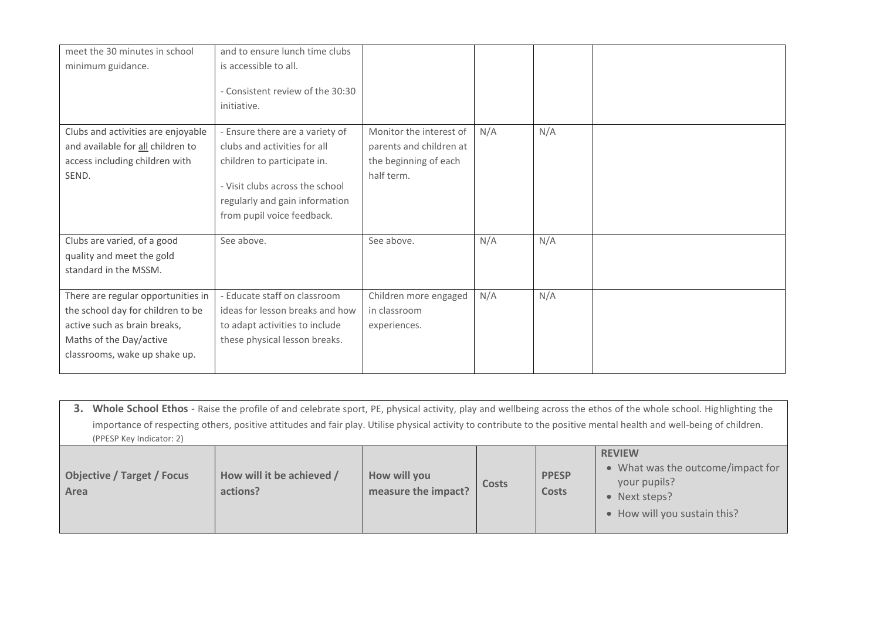| | | | | | |
|---|---|---|---|---|---|
| meet the 30 minutes in school minimum guidance. | and to ensure lunch time clubs is accessible to all.<br><br>- Consistent review of the 30:30 initiative. | | | | |
| Clubs and activities are enjoyable and available for all children to access including children with SEND. | - Ensure there are a variety of clubs and activities for all children to participate in.<br><br>- Visit clubs across the school regularly and gain information from pupil voice feedback. | Monitor the interest of parents and children at the beginning of each half term. | N/A | N/A | |
| Clubs are varied, of a good quality and meet the gold standard in the MSSM. | See above. | See above. | N/A | N/A | |
| There are regular opportunities in the school day for children to be active such as brain breaks, Maths of the Day/active classrooms, wake up shake up. | - Educate staff on classroom ideas for lesson breaks and how to adapt activities to include these physical lesson breaks. | Children more engaged in classroom experiences. | N/A | N/A | |

**3. Whole School Ethos** - Raise the profile of and celebrate sport, PE, physical activity, play and wellbeing across the ethos of the whole school. Highlighting the importance of respecting others, positive attitudes and fair play. Utilise physical activity to contribute to the positive mental health and well-being of children. (PPESP Key Indicator: 2)

| Objective / Target / Focus Area | How will it be achieved / actions? | How will you measure the impact? | Costs | PPESP Costs | REVIEW<br>• What was the outcome/impact for your pupils?<br>• Next steps?<br>• How will you sustain this? |
|---|---|---|---|---|---|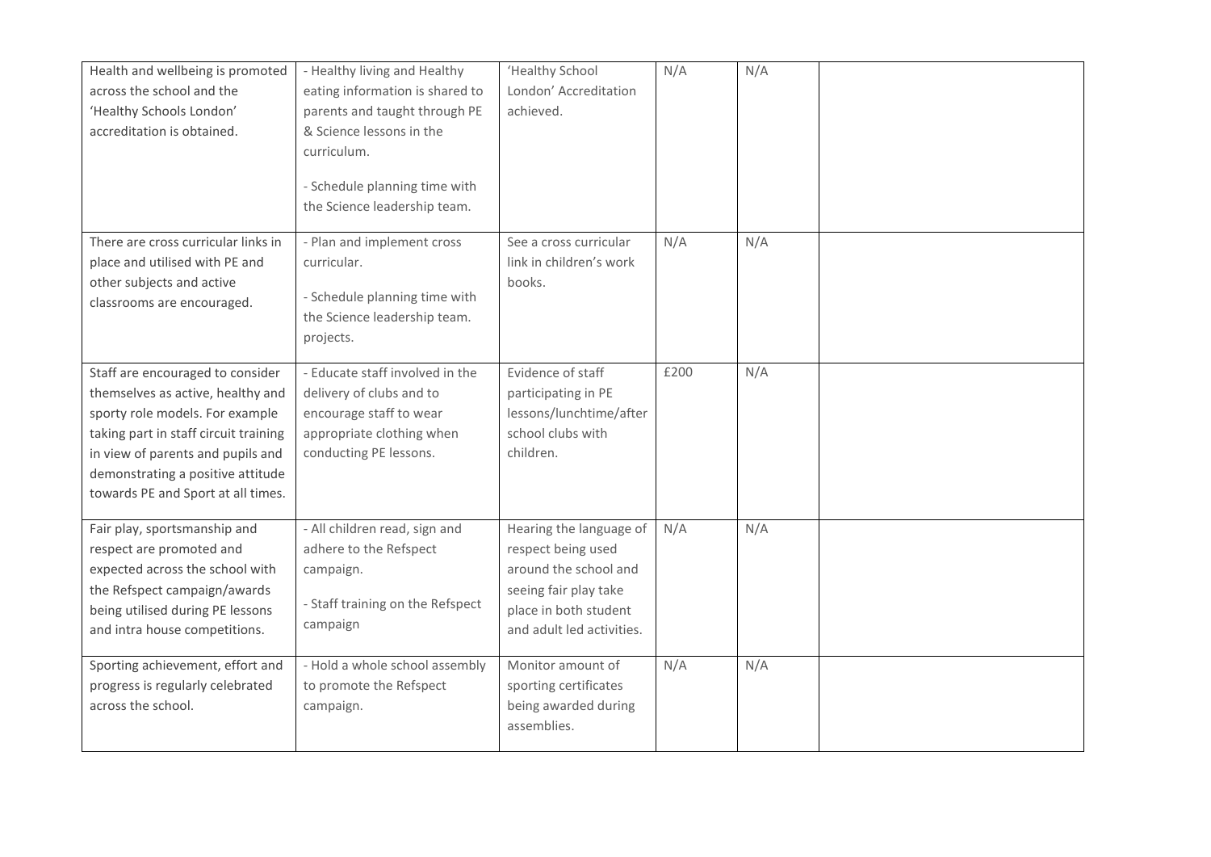| | | | | | |
|---|---|---|---|---|---|
| Health and wellbeing is promoted across the school and the 'Healthy Schools London' accreditation is obtained. | - Healthy living and Healthy eating information is shared to parents and taught through PE & Science lessons in the curriculum.<br><br>- Schedule planning time with the Science leadership team. | 'Healthy School London' Accreditation achieved. | N/A | N/A | |
| There are cross curricular links in place and utilised with PE and other subjects and active classrooms are encouraged. | - Plan and implement cross curricular.<br><br>- Schedule planning time with the Science leadership team. projects. | See a cross curricular link in children's work books. | N/A | N/A | |
| Staff are encouraged to consider themselves as active, healthy and sporty role models. For example taking part in staff circuit training in view of parents and pupils and demonstrating a positive attitude towards PE and Sport at all times. | - Educate staff involved in the delivery of clubs and to encourage staff to wear appropriate clothing when conducting PE lessons. | Evidence of staff participating in PE lessons/lunchtime/after school clubs with children. | £200 | N/A | |
| Fair play, sportsmanship and respect are promoted and expected across the school with the Refspect campaign/awards being utilised during PE lessons and intra house competitions. | - All children read, sign and adhere to the Refspect campaign.<br><br>- Staff training on the Refspect campaign | Hearing the language of respect being used around the school and seeing fair play take place in both student and adult led activities. | N/A | N/A | |
| Sporting achievement, effort and progress is regularly celebrated across the school. | - Hold a whole school assembly to promote the Refspect campaign. | Monitor amount of sporting certificates being awarded during assemblies. | N/A | N/A | |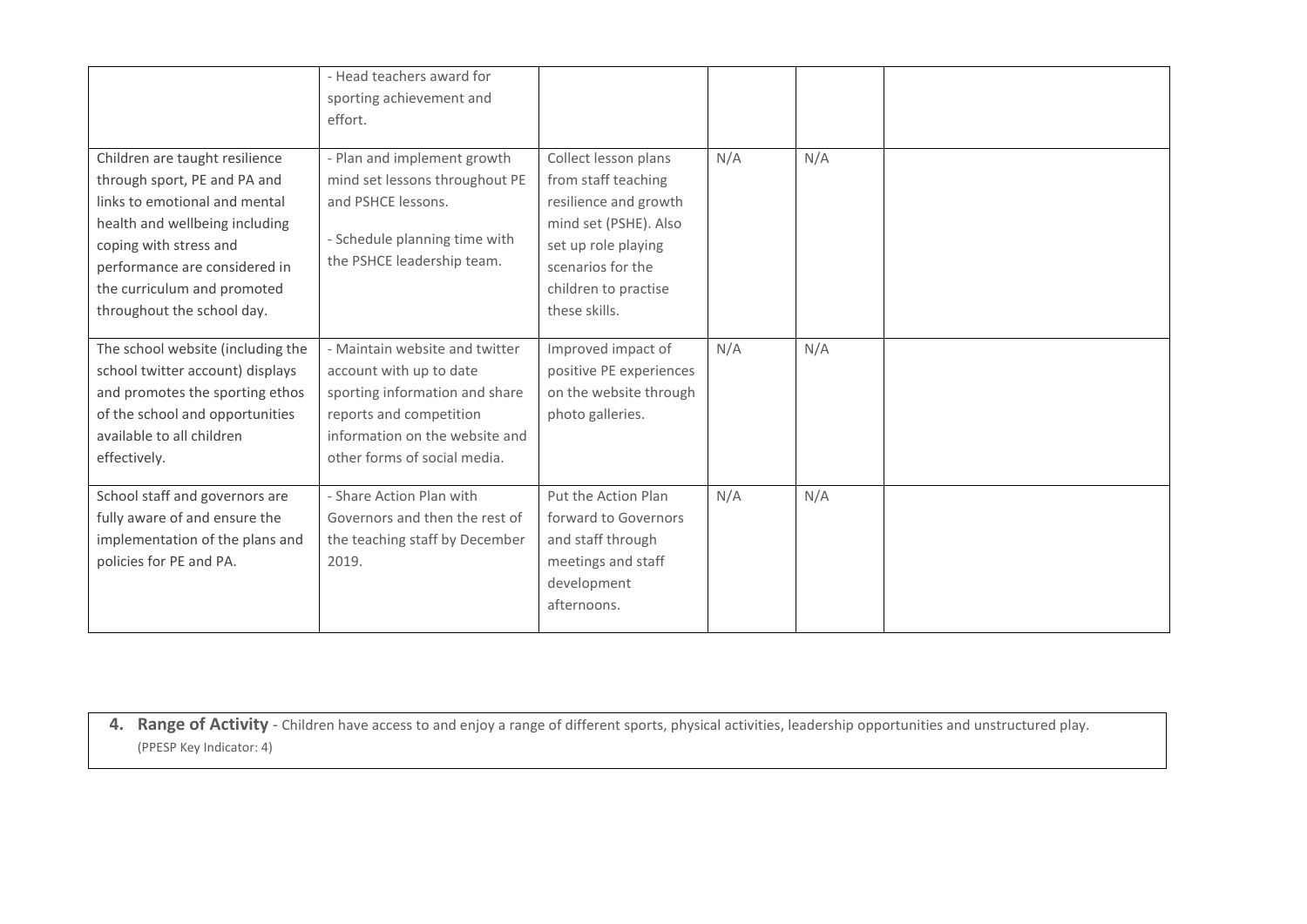| | | | | | |
|---|---|---|---|---|---|
| | - Head teachers award for sporting achievement and effort. | | | | |
| Children are taught resilience through sport, PE and PA and links to emotional and mental health and wellbeing including coping with stress and performance are considered in the curriculum and promoted throughout the school day. | - Plan and implement growth mind set lessons throughout PE and PSHCE lessons.<br><br>- Schedule planning time with the PSHCE leadership team. | Collect lesson plans from staff teaching resilience and growth mind set (PSHE). Also set up role playing scenarios for the children to practise these skills. | N/A | N/A | |
| The school website (including the school twitter account) displays and promotes the sporting ethos of the school and opportunities available to all children effectively. | - Maintain website and twitter account with up to date sporting information and share reports and competition information on the website and other forms of social media. | Improved impact of positive PE experiences on the website through photo galleries. | N/A | N/A | |
| School staff and governors are fully aware of and ensure the implementation of the plans and policies for PE and PA. | - Share Action Plan with Governors and then the rest of the teaching staff by December 2019. | Put the Action Plan forward to Governors and staff through meetings and staff development afternoons. | N/A | N/A | |

**4. Range of Activity** - Children have access to and enjoy a range of different sports, physical activities, leadership opportunities and unstructured play.
(PPESP Key Indicator: 4)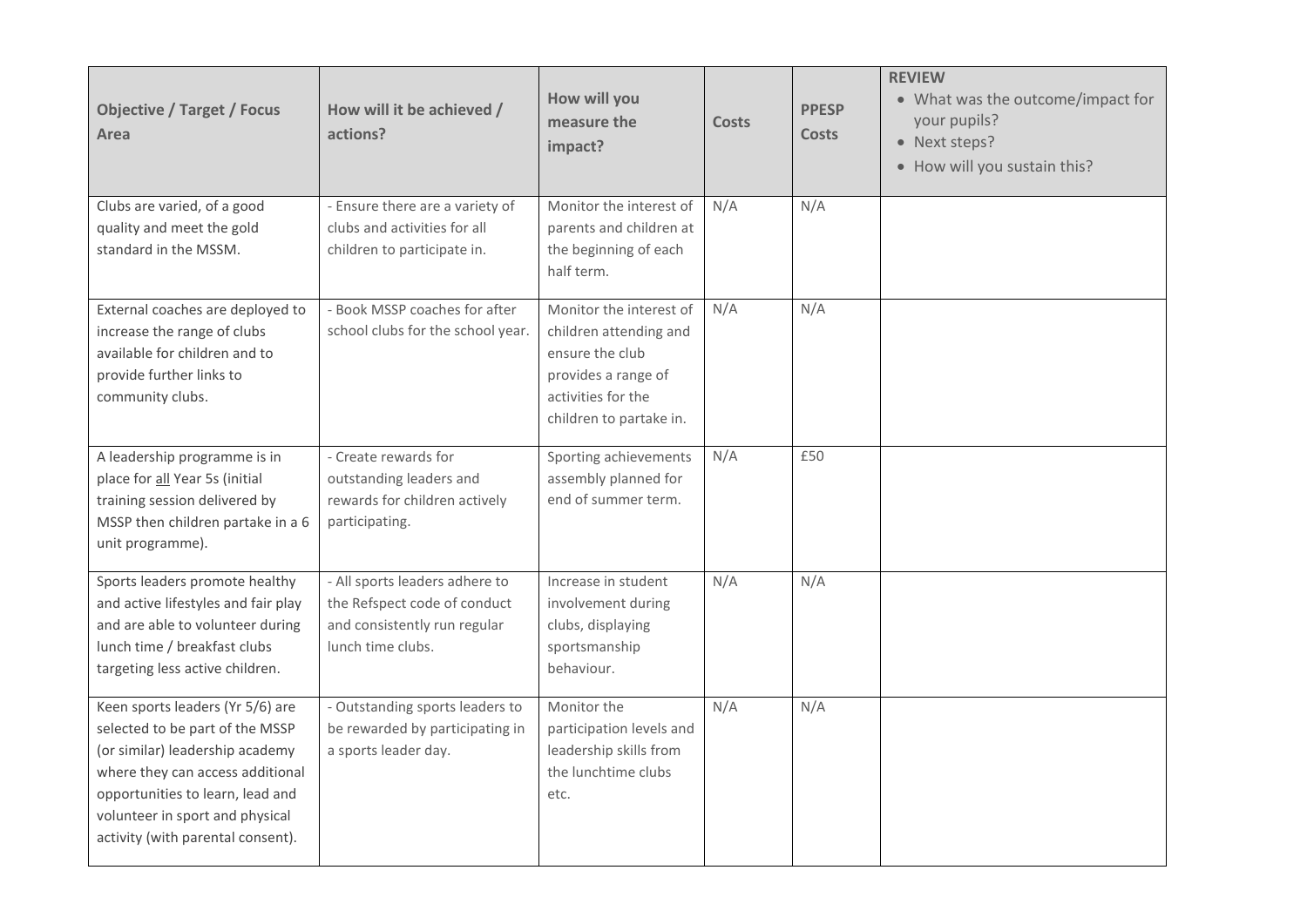| Objective / Target / Focus Area | How will it be achieved / actions? | How will you measure the impact? | Costs | PPESP Costs | **REVIEW**<br>• What was the outcome/impact for your pupils?<br>• Next steps?<br>• How will you sustain this? |
|---|---|---|---|---|---|
| Clubs are varied, of a good quality and meet the gold standard in the MSSM. | - Ensure there are a variety of clubs and activities for all children to participate in. | Monitor the interest of parents and children at the beginning of each half term. | N/A | N/A | |
| External coaches are deployed to increase the range of clubs available for children and to provide further links to community clubs. | - Book MSSP coaches for after school clubs for the school year. | Monitor the interest of children attending and ensure the club provides a range of activities for the children to partake in. | N/A | N/A | |
| A leadership programme is in place for <u>all</u> Year 5s (initial training session delivered by MSSP then children partake in a 6 unit programme). | - Create rewards for outstanding leaders and rewards for children actively participating. | Sporting achievements assembly planned for end of summer term. | N/A | £50 | |
| Sports leaders promote healthy and active lifestyles and fair play and are able to volunteer during lunch time / breakfast clubs targeting less active children. | - All sports leaders adhere to the Refspect code of conduct and consistently run regular lunch time clubs. | Increase in student involvement during clubs, displaying sportsmanship behaviour. | N/A | N/A | |
| Keen sports leaders (Yr 5/6) are selected to be part of the MSSP (or similar) leadership academy where they can access additional opportunities to learn, lead and volunteer in sport and physical activity (with parental consent). | - Outstanding sports leaders to be rewarded by participating in a sports leader day. | Monitor the participation levels and leadership skills from the lunchtime clubs etc. | N/A | N/A | |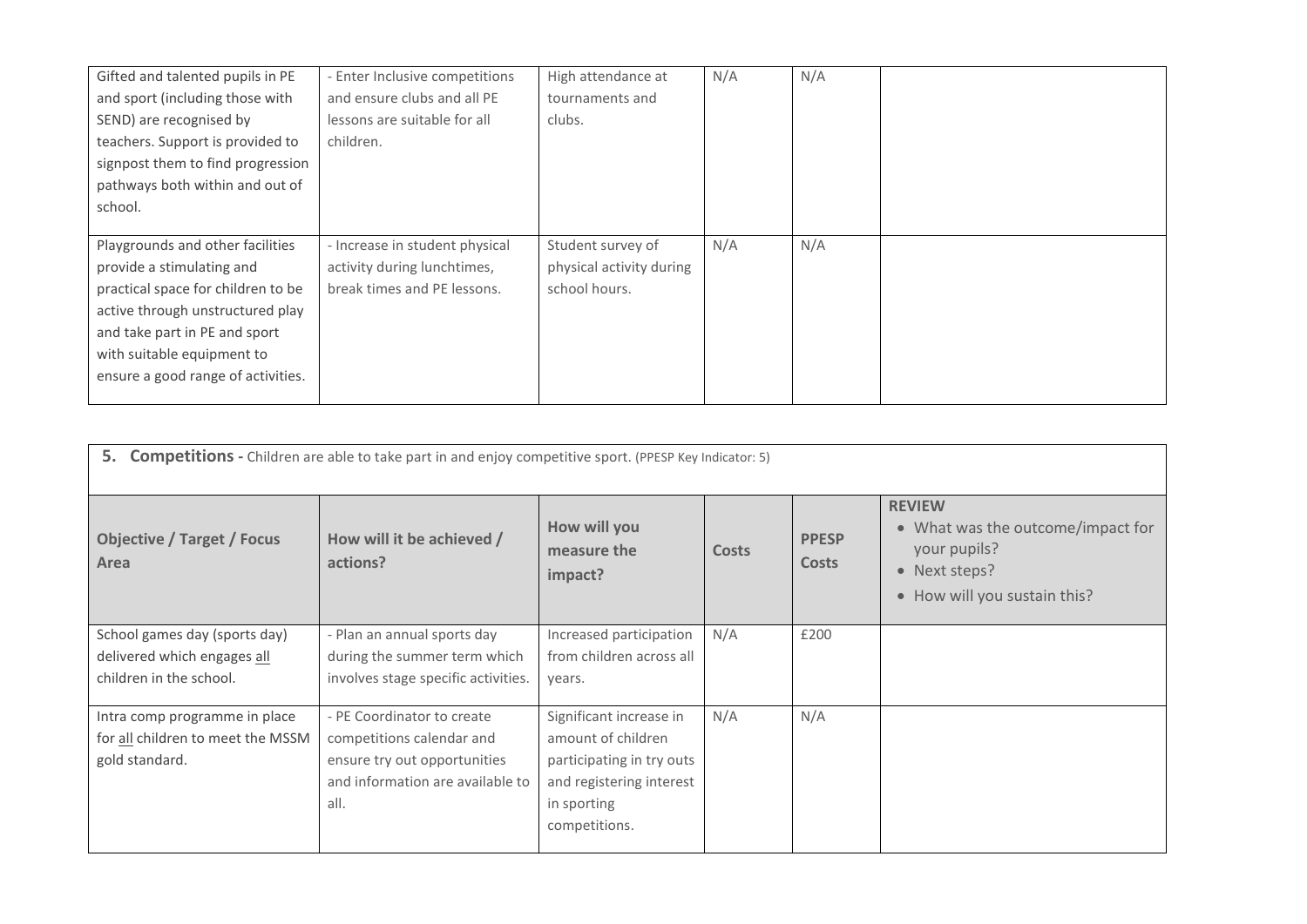| | | | | | |
|---|---|---|---|---|---|
| Gifted and talented pupils in PE and sport (including those with SEND) are recognised by teachers. Support is provided to signpost them to find progression pathways both within and out of school. | - Enter Inclusive competitions and ensure clubs and all PE lessons are suitable for all children. | High attendance at tournaments and clubs. | N/A | N/A | |
| Playgrounds and other facilities provide a stimulating and practical space for children to be active through unstructured play and take part in PE and sport with suitable equipment to ensure a good range of activities. | - Increase in student physical activity during lunchtimes, break times and PE lessons. | Student survey of physical activity during school hours. | N/A | N/A | |

**5. Competitions -** Children are able to take part in and enjoy competitive sport. (PPESP Key Indicator: 5)

| Objective / Target / Focus Area | How will it be achieved / actions? | How will you measure the impact? | Costs | PPESP Costs | REVIEW<br>• What was the outcome/impact for your pupils?<br>• Next steps?<br>• How will you sustain this? |
|---|---|---|---|---|---|
| School games day (sports day) delivered which engages all children in the school. | - Plan an annual sports day during the summer term which involves stage specific activities. | Increased participation from children across all years. | N/A | £200 | |
| Intra comp programme in place for all children to meet the MSSM gold standard. | - PE Coordinator to create competitions calendar and ensure try out opportunities and information are available to all. | Significant increase in amount of children participating in try outs and registering interest in sporting competitions. | N/A | N/A | |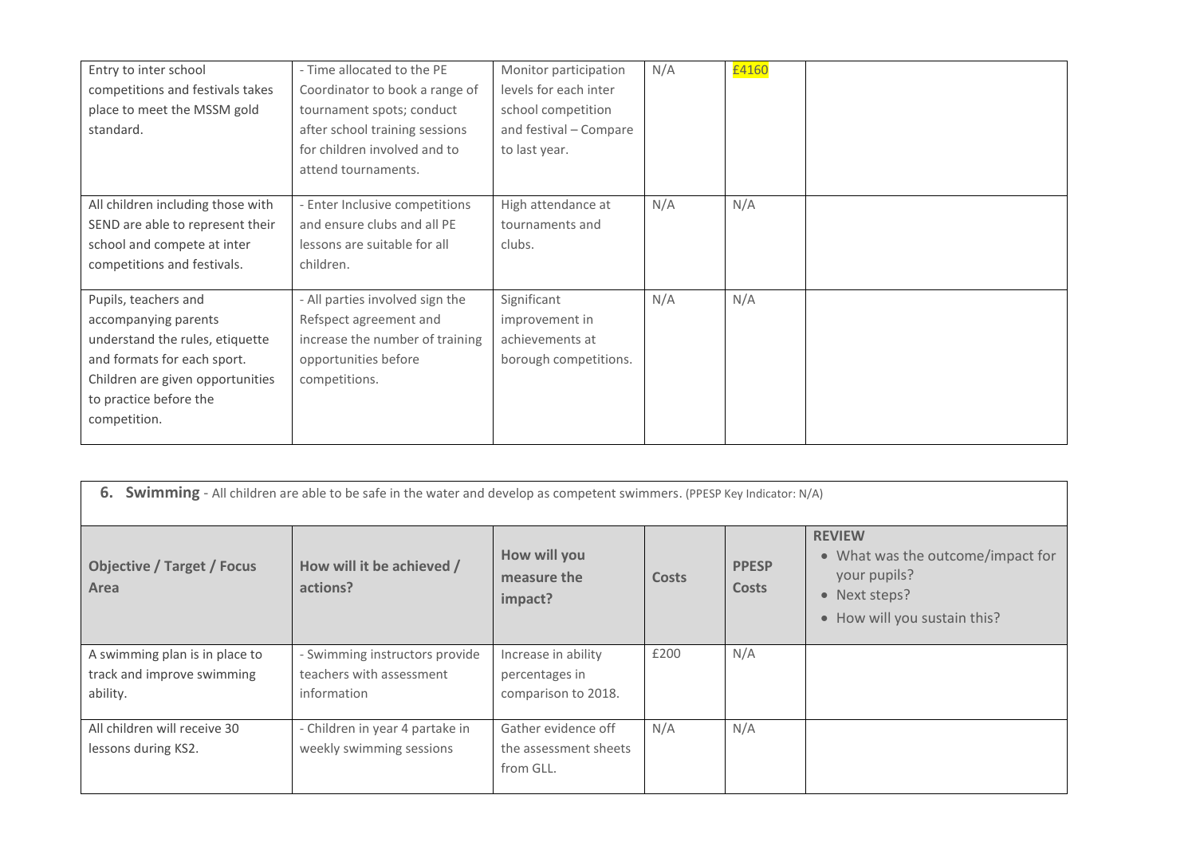| Entry to inter school competitions and festivals takes place to meet the MSSM gold standard. | - Time allocated to the PE Coordinator to book a range of tournament spots; conduct after school training sessions for children involved and to attend tournaments. | Monitor participation levels for each inter school competition and festival – Compare to last year. | N/A | £4160 | |
|---|---|---|---|---|---|
| All children including those with SEND are able to represent their school and compete at inter competitions and festivals. | - Enter Inclusive competitions and ensure clubs and all PE lessons are suitable for all children. | High attendance at tournaments and clubs. | N/A | N/A | |
| Pupils, teachers and accompanying parents understand the rules, etiquette and formats for each sport. Children are given opportunities to practice before the competition. | - All parties involved sign the Refspect agreement and increase the number of training opportunities before competitions. | Significant improvement in achievements at borough competitions. | N/A | N/A | |

**6. Swimming** - All children are able to be safe in the water and develop as competent swimmers. (PPESP Key Indicator: N/A)

| Objective / Target / Focus Area | How will it be achieved / actions? | How will you measure the impact? | Costs | PPESP Costs | REVIEW<br>• What was the outcome/impact for your pupils?<br>• Next steps?<br>• How will you sustain this? |
|---|---|---|---|---|---|
| A swimming plan is in place to track and improve swimming ability. | - Swimming instructors provide teachers with assessment information | Increase in ability percentages in comparison to 2018. | £200 | N/A | |
| All children will receive 30 lessons during KS2. | - Children in year 4 partake in weekly swimming sessions | Gather evidence off the assessment sheets from GLL. | N/A | N/A | |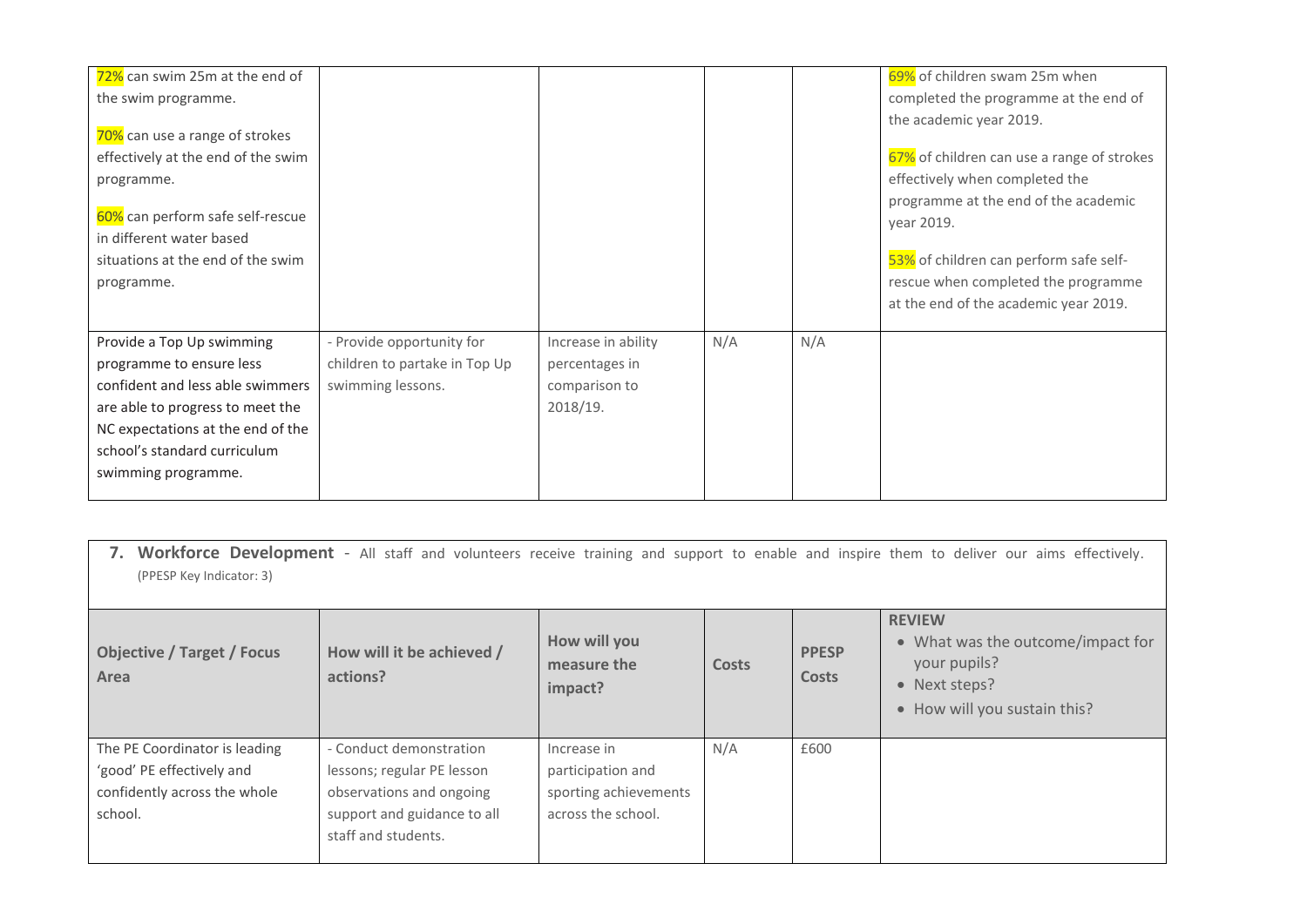| | | | | | |
|---|---|---|---|---|---|
| 72% can swim 25m at the end of the swim programme.<br><br>70% can use a range of strokes effectively at the end of the swim programme.<br><br>60% can perform safe self-rescue in different water based situations at the end of the swim programme. | | | | | 69% of children swam 25m when completed the programme at the end of the academic year 2019.<br><br>67% of children can use a range of strokes effectively when completed the programme at the end of the academic year 2019.<br><br>53% of children can perform safe self-rescue when completed the programme at the end of the academic year 2019. |
| Provide a Top Up swimming programme to ensure less confident and less able swimmers are able to progress to meet the NC expectations at the end of the school's standard curriculum swimming programme. | - Provide opportunity for children to partake in Top Up swimming lessons. | Increase in ability percentages in comparison to 2018/19. | N/A | N/A | |

**7. Workforce Development** - All staff and volunteers receive training and support to enable and inspire them to deliver our aims effectively. (PPESP Key Indicator: 3)

| Objective / Target / Focus Area | How will it be achieved / actions? | How will you measure the impact? | Costs | PPESP Costs | **REVIEW**<br>• What was the outcome/impact for your pupils?<br>• Next steps?<br>• How will you sustain this? |
|---|---|---|---|---|---|
| The PE Coordinator is leading 'good' PE effectively and confidently across the whole school. | - Conduct demonstration lessons; regular PE lesson observations and ongoing support and guidance to all staff and students. | Increase in participation and sporting achievements across the school. | N/A | £600 | |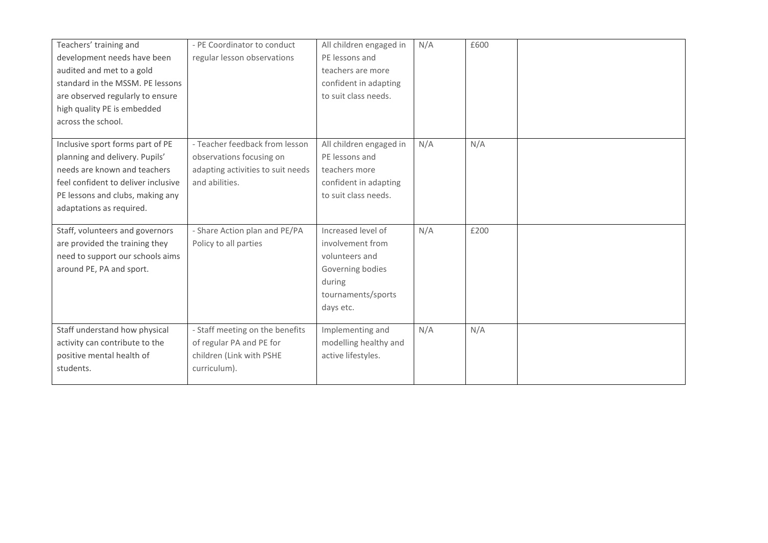| | | | | | |
|---|---|---|---|---|---|
| Teachers' training and development needs have been audited and met to a gold standard in the MSSM. PE lessons are observed regularly to ensure high quality PE is embedded across the school. | - PE Coordinator to conduct regular lesson observations | All children engaged in PE lessons and teachers are more confident in adapting to suit class needs. | N/A | £600 | |
| Inclusive sport forms part of PE planning and delivery. Pupils' needs are known and teachers feel confident to deliver inclusive PE lessons and clubs, making any adaptations as required. | - Teacher feedback from lesson observations focusing on adapting activities to suit needs and abilities. | All children engaged in PE lessons and teachers more confident in adapting to suit class needs. | N/A | N/A | |
| Staff, volunteers and governors are provided the training they need to support our schools aims around PE, PA and sport. | - Share Action plan and PE/PA Policy to all parties | Increased level of involvement from volunteers and Governing bodies during tournaments/sports days etc. | N/A | £200 | |
| Staff understand how physical activity can contribute to the positive mental health of students. | - Staff meeting on the benefits of regular PA and PE for children (Link with PSHE curriculum). | Implementing and modelling healthy and active lifestyles. | N/A | N/A | |